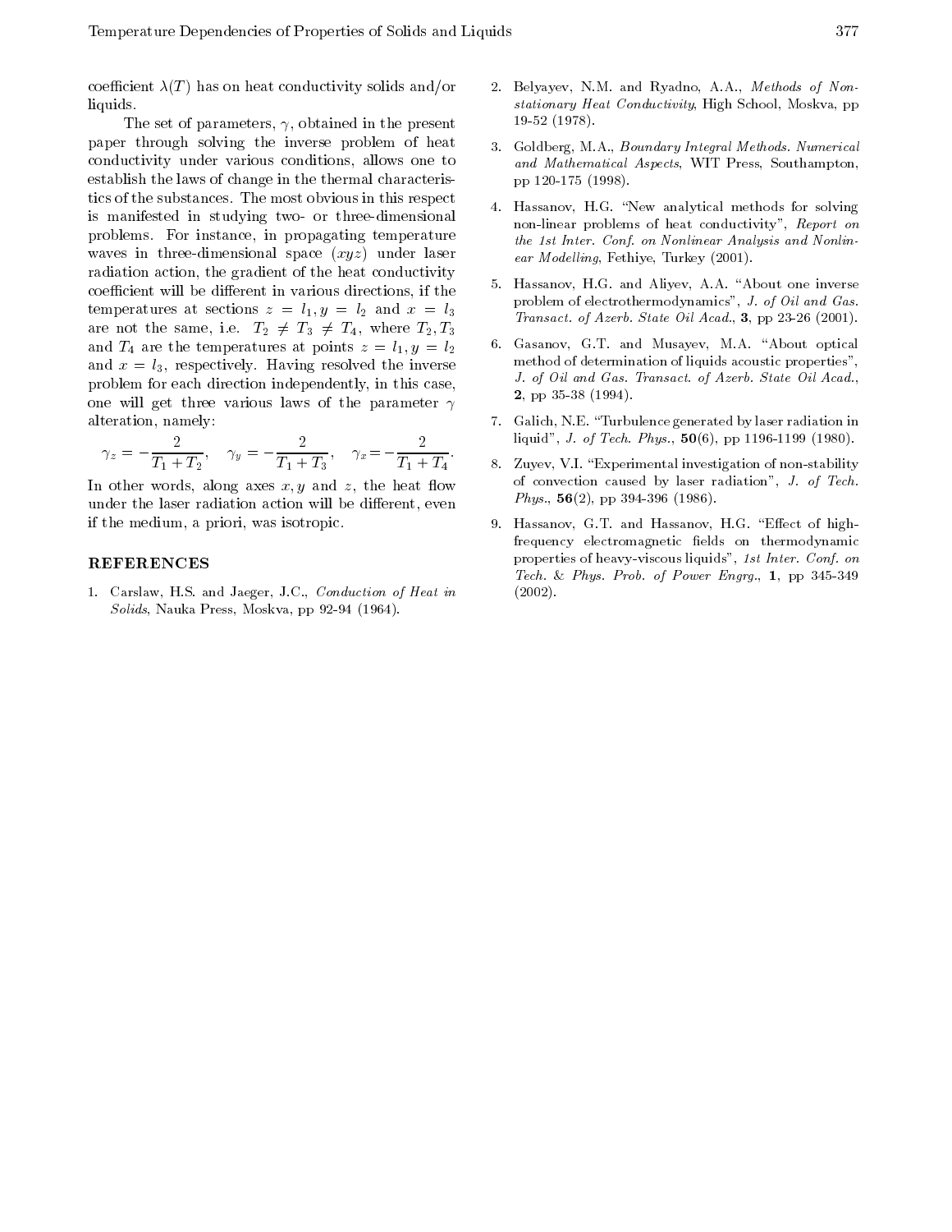coefficient $\lambda(T)$ has on heat conductivity solids and/or liquids.

The set of parameters, $\gamma$, obtained in the present paper through solving the inverse problem of heat conductivity under various conditions, allows one to establish the laws of change in the thermal characteristics of the substances. The most obvious in this respect is manifested in studying two- or three-dimensional problems. For instance, in propagating temperature waves in three-dimensional space $(xyz)$ under laser radiation action, the gradient of the heat conductivity coefficient will be different in various directions, if the temperatures at sections $z = l_1, y = l_2$ and $x = l_3$ are not the same, i.e. $T_2 \neq T_3 \neq T_4$, where $T_2, T_3$ and $T_4$ are the temperatures at points $z = l_1, y = l_2$ and $x = l_3$, respectively. Having resolved the inverse problem for each direction independently, in this case, one will get three various laws of the parameter $\gamma$ alteration, namely:

$$\gamma_z = -\frac{2}{T_1 + T_2}, \quad \gamma_y = -\frac{2}{T_1 + T_3}, \quad \gamma_x = -\frac{2}{T_1 + T_4}.$$

In other words, along axes $x, y$ and $z$, the heat flow under the laser radiation action will be different, even if the medium, a priori, was isotropic.

## REFERENCES

1. Carslaw, H.S. and Jaeger, J.C., *Conduction of Heat in Solids*, Nauka Press, Moskva, pp 92-94 (1964).
2. Belyayev, N.M. and Ryadno, A.A., *Methods of Non-stationary Heat Conductivity*, High School, Moskva, pp 19-52 (1978).
3. Goldberg, M.A., *Boundary Integral Methods. Numerical and Mathematical Aspects*, WIT Press, Southampton, pp 120-175 (1998).
4. Hassanov, H.G. "New analytical methods for solving non-linear problems of heat conductivity", *Report on the 1st Inter. Conf. on Nonlinear Analysis and Nonlinear Modelling*, Fethiye, Turkey (2001).
5. Hassanov, H.G. and Aliyev, A.A. "About one inverse problem of electrothermodynamics", *J. of Oil and Gas. Transact. of Azerb. State Oil Acad.*, **3**, pp 23-26 (2001).
6. Gasanov, G.T. and Musayev, M.A. "About optical method of determination of liquids acoustic properties", *J. of Oil and Gas. Transact. of Azerb. State Oil Acad.*, **2**, pp 35-38 (1994).
7. Galich, N.E. "Turbulence generated by laser radiation in liquid", *J. of Tech. Phys.*, **50**(6), pp 1196-1199 (1980).
8. Zuyev, V.I. "Experimental investigation of non-stability of convection caused by laser radiation", *J. of Tech. Phys.*, **56**(2), pp 394-396 (1986).
9. Hassanov, G.T. and Hassanov, H.G. "Effect of high-frequency electromagnetic fields on thermodynamic properties of heavy-viscous liquids", *1st Inter. Conf. on Tech. & Phys. Prob. of Power Engrg.*, **1**, pp 345-349 (2002).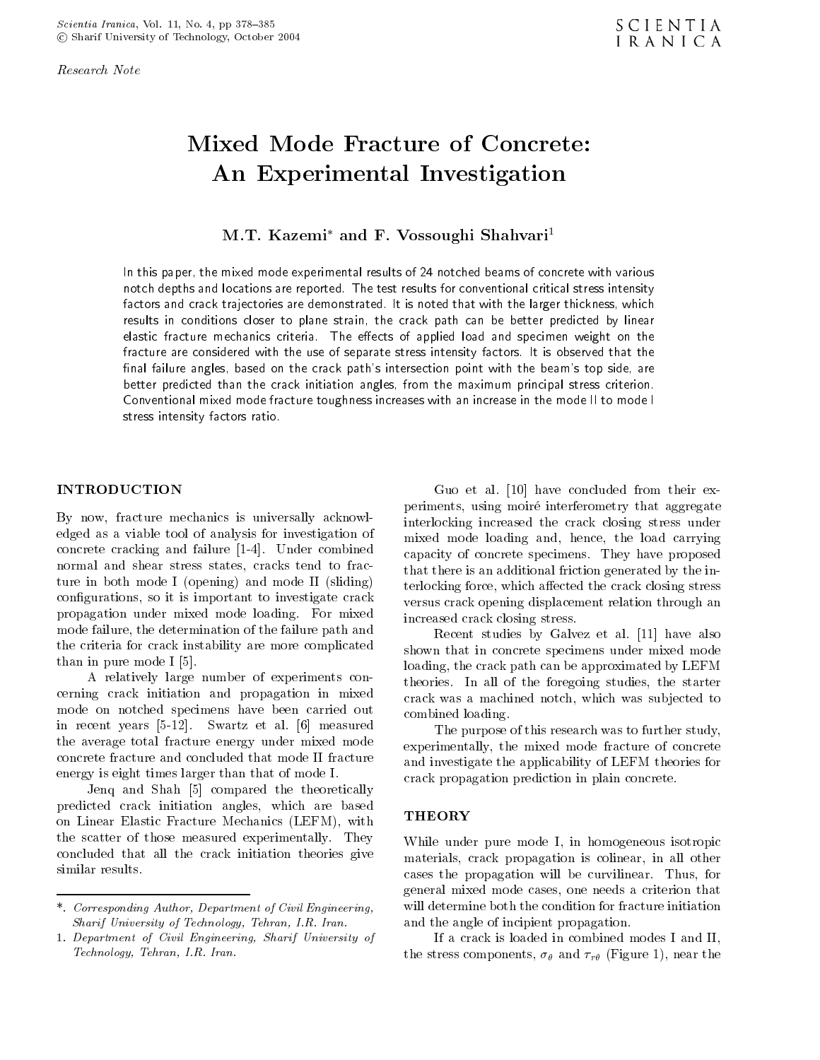*Research Note*

# Mixed Mode Fracture of Concrete: An Experimental Investigation

**M.T. Kazemi*** **and F. Vossoughi Shahvari**[1]

In this paper, the mixed mode experimental results of 24 notched beams of concrete with various notch depths and locations are reported. The test results for conventional critical stress intensity factors and crack trajectories are demonstrated. It is noted that with the larger thickness, which results in conditions closer to plane strain, the crack path can be better predicted by linear elastic fracture mechanics criteria. The effects of applied load and specimen weight on the fracture are considered with the use of separate stress intensity factors. It is observed that the final failure angles, based on the crack path's intersection point with the beam's top side, are better predicted than the crack initiation angles, from the maximum principal stress criterion. Conventional mixed mode fracture toughness increases with an increase in the mode II to mode I stress intensity factors ratio.

## INTRODUCTION

By now, fracture mechanics is universally acknowledged as a viable tool of analysis for investigation of concrete cracking and failure [1-4]. Under combined normal and shear stress states, cracks tend to fracture in both mode I (opening) and mode II (sliding) configurations, so it is important to investigate crack propagation under mixed mode loading. For mixed mode failure, the determination of the failure path and the criteria for crack instability are more complicated than in pure mode I [5].

A relatively large number of experiments concerning crack initiation and propagation in mixed mode on notched specimens have been carried out in recent years [5-12]. Swartz et al. [6] measured the average total fracture energy under mixed mode concrete fracture and concluded that mode II fracture energy is eight times larger than that of mode I.

Jenq and Shah [5] compared the theoretically predicted crack initiation angles, which are based on Linear Elastic Fracture Mechanics (LEFM), with the scatter of those measured experimentally. They concluded that all the crack initiation theories give similar results.

Guo et al. [10] have concluded from their experiments, using moiré interferometry that aggregate interlocking increased the crack closing stress under mixed mode loading and, hence, the load carrying capacity of concrete specimens. They have proposed that there is an additional friction generated by the interlocking force, which affected the crack closing stress versus crack opening displacement relation through an increased crack closing stress.

Recent studies by Galvez et al. [11] have also shown that in concrete specimens under mixed mode loading, the crack path can be approximated by LEFM theories. In all of the foregoing studies, the starter crack was a machined notch, which was subjected to combined loading.

The purpose of this research was to further study, experimentally, the mixed mode fracture of concrete and investigate the applicability of LEFM theories for crack propagation prediction in plain concrete.

## THEORY

While under pure mode I, in homogeneous isotropic materials, crack propagation is colinear, in all other cases the propagation will be curvilinear. Thus, for general mixed mode cases, one needs a criterion that will determine both the condition for fracture initiation and the angle of incipient propagation.

If a crack is loaded in combined modes I and II, the stress components, $\sigma_\theta$ and $\tau_{r\theta}$ (Figure 1), near the

*. *Corresponding Author, Department of Civil Engineering, Sharif University of Technology, Tehran, I.R. Iran.*

1. *Department of Civil Engineering, Sharif University of Technology, Tehran, I.R. Iran.*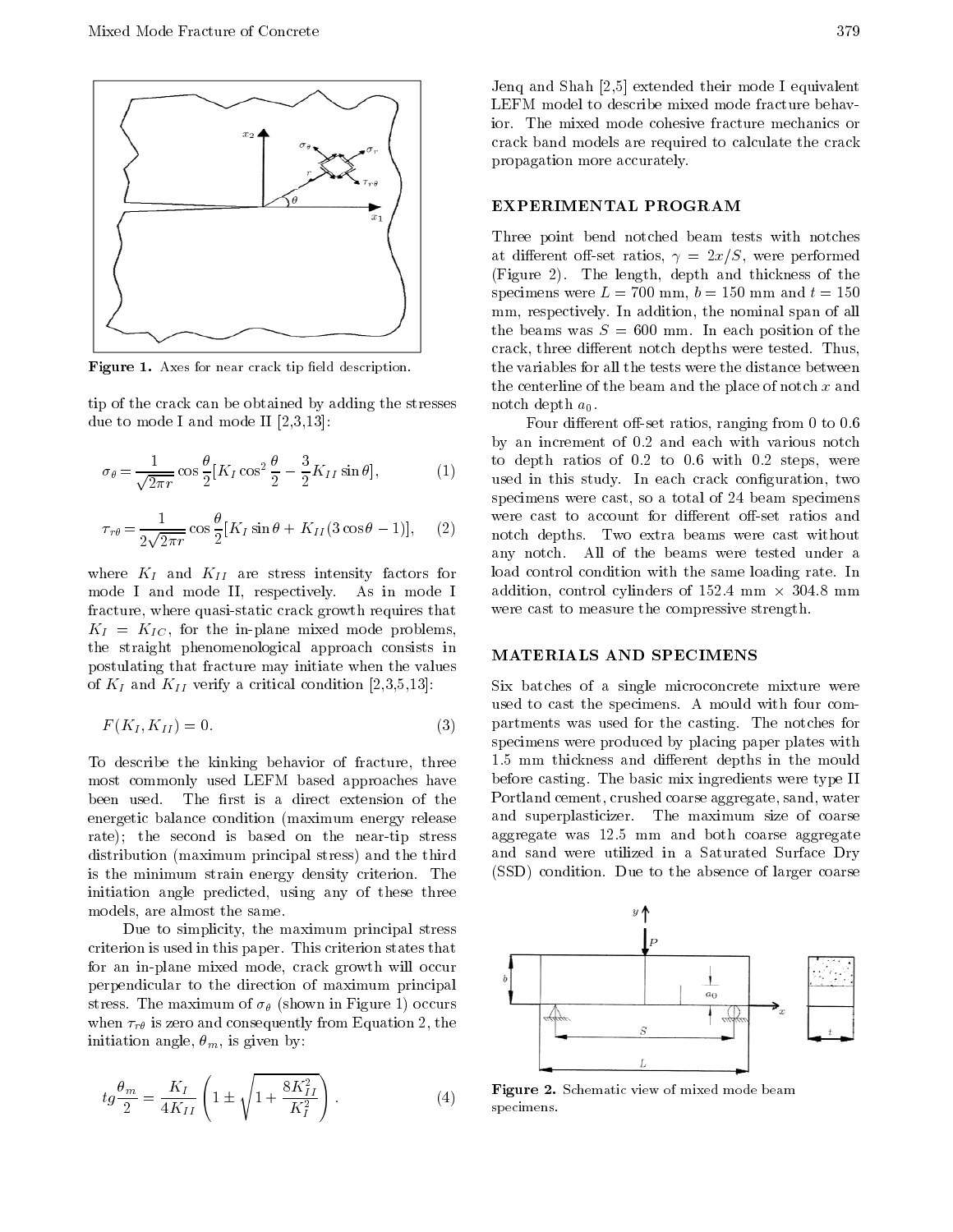Figure 1. Axes for near crack tip field description.

tip of the crack can be obtained by adding the stresses due to mode I and mode II [2,3,13]:

$$\sigma_\theta = \frac{1}{\sqrt{2\pi r}} \cos\frac{\theta}{2}\left[K_I \cos^2\frac{\theta}{2} - \frac{3}{2}K_{II}\sin\theta\right], \tag{1}$$

$$\tau_{r\theta} = \frac{1}{2\sqrt{2\pi r}} \cos\frac{\theta}{2}\left[K_I \sin\theta + K_{II}(3\cos\theta - 1)\right], \tag{2}$$

where $K_I$ and $K_{II}$ are stress intensity factors for mode I and mode II, respectively. As in mode I fracture, where quasi-static crack growth requires that $K_I = K_{IC}$, for the in-plane mixed mode problems, the straight phenomenological approach consists in postulating that fracture may initiate when the values of $K_I$ and $K_{II}$ verify a critical condition [2,3,5,13]:

$$F(K_I, K_{II}) = 0. \tag{3}$$

To describe the kinking behavior of fracture, three most commonly used LEFM based approaches have been used. The first is a direct extension of the energetic balance condition (maximum energy release rate); the second is based on the near-tip stress distribution (maximum principal stress) and the third is the minimum strain energy density criterion. The initiation angle predicted, using any of these three models, are almost the same.

Due to simplicity, the maximum principal stress criterion is used in this paper. This criterion states that for an in-plane mixed mode, crack growth will occur perpendicular to the direction of maximum principal stress. The maximum of $\sigma_\theta$ (shown in Figure 1) occurs when $\tau_{r\theta}$ is zero and consequently from Equation 2, the initiation angle, $\theta_m$, is given by:

$$tg\frac{\theta_m}{2} = \frac{K_I}{4K_{II}}\left(1 \pm \sqrt{1 + \frac{8K_{II}^2}{K_I^2}}\right). \tag{4}$$

Jenq and Shah [2,5] extended their mode I equivalent LEFM model to describe mixed mode fracture behavior. The mixed mode cohesive fracture mechanics or crack band models are required to calculate the crack propagation more accurately.

## EXPERIMENTAL PROGRAM

Three point bend notched beam tests with notches at different off-set ratios, $\gamma = 2x/S$, were performed (Figure 2). The length, depth and thickness of the specimens were $L = 700$ mm, $b = 150$ mm and $t = 150$ mm, respectively. In addition, the nominal span of all the beams was $S = 600$ mm. In each position of the crack, three different notch depths were tested. Thus, the variables for all the tests were the distance between the centerline of the beam and the place of notch $x$ and notch depth $a_0$.

Four different off-set ratios, ranging from 0 to 0.6 by an increment of 0.2 and each with various notch to depth ratios of 0.2 to 0.6 with 0.2 steps, were used in this study. In each crack configuration, two specimens were cast, so a total of 24 beam specimens were cast to account for different off-set ratios and notch depths. Two extra beams were cast without any notch. All of the beams were tested under a load control condition with the same loading rate. In addition, control cylinders of 152.4 mm × 304.8 mm were cast to measure the compressive strength.

## MATERIALS AND SPECIMENS

Six batches of a single microconcrete mixture were used to cast the specimens. A mould with four compartments was used for the casting. The notches for specimens were produced by placing paper plates with 1.5 mm thickness and different depths in the mould before casting. The basic mix ingredients were type II Portland cement, crushed coarse aggregate, sand, water and superplasticizer. The maximum size of coarse aggregate was 12.5 mm and both coarse aggregate and sand were utilized in a Saturated Surface Dry (SSD) condition. Due to the absence of larger coarse

Figure 2. Schematic view of mixed mode beam specimens.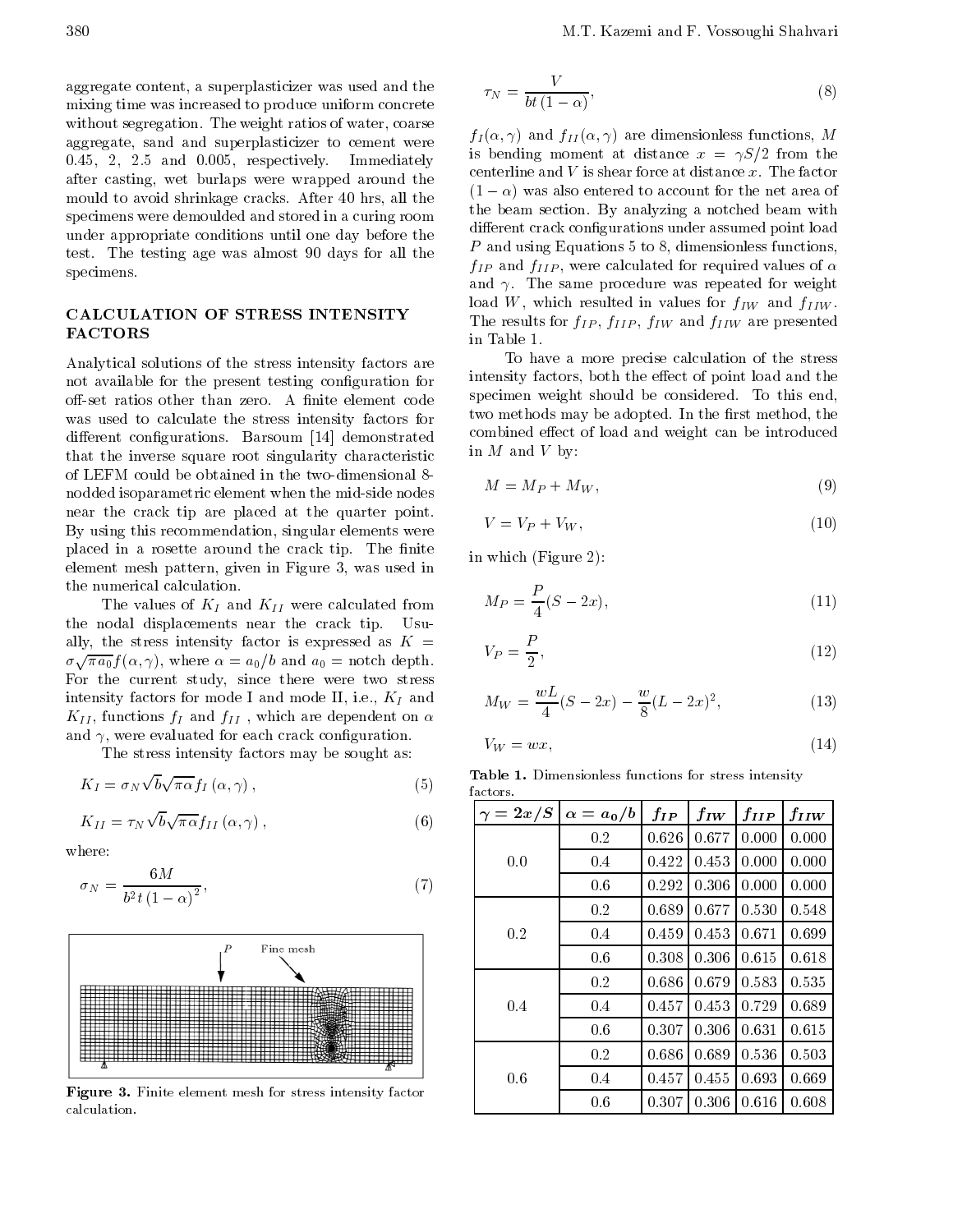aggregate content, a superplasticizer was used and the mixing time was increased to produce uniform concrete without segregation. The weight ratios of water, coarse aggregate, sand and superplasticizer to cement were 0.45, 2, 2.5 and 0.005, respectively. Immediately after casting, wet burlaps were wrapped around the mould to avoid shrinkage cracks. After 40 hrs, all the specimens were demoulded and stored in a curing room under appropriate conditions until one day before the test. The testing age was almost 90 days for all the specimens.

## CALCULATION OF STRESS INTENSITY FACTORS

Analytical solutions of the stress intensity factors are not available for the present testing configuration for off-set ratios other than zero. A finite element code was used to calculate the stress intensity factors for different configurations. Barsoum [14] demonstrated that the inverse square root singularity characteristic of LEFM could be obtained in the two-dimensional 8-noded isoparametric element when the mid-side nodes near the crack tip are placed at the quarter point. By using this recommendation, singular elements were placed in a rosette around the crack tip. The finite element mesh pattern, given in Figure 3, was used in the numerical calculation.

The values of $K_I$ and $K_{II}$ were calculated from the nodal displacements near the crack tip. Usually, the stress intensity factor is expressed as $K = \sigma\sqrt{\pi a_0}f(\alpha,\gamma)$, where $\alpha = a_0/b$ and $a_0$ = notch depth. For the current study, since there were two stress intensity factors for mode I and mode II, i.e., $K_I$ and $K_{II}$, functions $f_I$ and $f_{II}$, which are dependent on $\alpha$ and $\gamma$, were evaluated for each crack configuration.

The stress intensity factors may be sought as:

$$K_I = \sigma_N\sqrt{b}\sqrt{\pi\alpha}f_I(\alpha,\gamma), \tag{5}$$

$$K_{II} = \tau_N\sqrt{b}\sqrt{\pi\alpha}f_{II}(\alpha,\gamma), \tag{6}$$

where:

$$\sigma_N = \frac{6M}{b^2t(1-\alpha)^2}, \tag{7}$$

P

Fine mesh

Figure 3. Finite element mesh for stress intensity factor calculation.

$$\tau_N = \frac{V}{bt(1-\alpha)}, \tag{8}$$

$f_I(\alpha,\gamma)$ and $f_{II}(\alpha,\gamma)$ are dimensionless functions, $M$ is bending moment at distance $x = \gamma S/2$ from the centerline and $V$ is shear force at distance $x$. The factor $(1-\alpha)$ was also entered to account for the net area of the beam section. By analyzing a notched beam with different crack configurations under assumed point load $P$ and using Equations 5 to 8, dimensionless functions, $f_{IP}$ and $f_{IIP}$, were calculated for required values of $\alpha$ and $\gamma$. The same procedure was repeated for weight load $W$, which resulted in values for $f_{IW}$ and $f_{IIW}$. The results for $f_{IP}$, $f_{IIP}$, $f_{IW}$ and $f_{IIW}$ are presented in Table 1.

To have a more precise calculation of the stress intensity factors, both the effect of point load and the specimen weight should be considered. To this end, two methods may be adopted. In the first method, the combined effect of load and weight can be introduced in $M$ and $V$ by:

$$M = M_P + M_W, \tag{9}$$

$$V = V_P + V_W, \tag{10}$$

in which (Figure 2):

$$M_P = \frac{P}{4}(S-2x), \tag{11}$$

$$V_P = \frac{P}{2}, \tag{12}$$

$$M_W = \frac{wL}{4}(S-2x) - \frac{w}{8}(L-2x)^2, \tag{13}$$

$$V_W = wx, \tag{14}$$

**Table 1.** Dimensionless functions for stress intensity factors.

| $\gamma = 2x/S$ | $\alpha = a_0/b$ | $f_{IP}$ | $f_{IW}$ | $f_{IIP}$ | $f_{IIW}$ |
|---|---|---|---|---|---|
| 0.0 | 0.2 | 0.626 | 0.677 | 0.000 | 0.000 |
| | 0.4 | 0.422 | 0.453 | 0.000 | 0.000 |
| | 0.6 | 0.292 | 0.306 | 0.000 | 0.000 |
| 0.2 | 0.2 | 0.689 | 0.677 | 0.530 | 0.548 |
| | 0.4 | 0.459 | 0.453 | 0.671 | 0.699 |
| | 0.6 | 0.308 | 0.306 | 0.615 | 0.618 |
| 0.4 | 0.2 | 0.686 | 0.679 | 0.583 | 0.535 |
| | 0.4 | 0.457 | 0.453 | 0.729 | 0.689 |
| | 0.6 | 0.307 | 0.306 | 0.631 | 0.615 |
| 0.6 | 0.2 | 0.686 | 0.689 | 0.536 | 0.503 |
| | 0.4 | 0.457 | 0.455 | 0.693 | 0.669 |
| | 0.6 | 0.307 | 0.306 | 0.616 | 0.608 |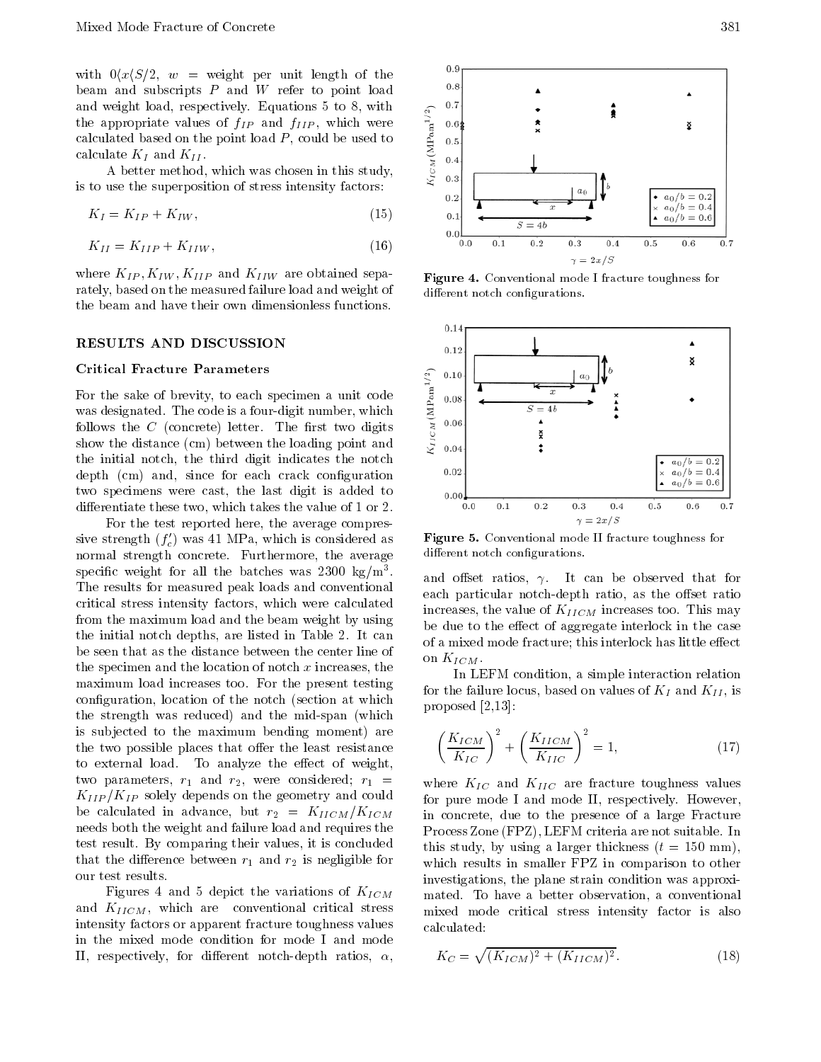with $0 \langle x \langle S/2$, $w$ = weight per unit length of the beam and subscripts $P$ and $W$ refer to point load and weight load, respectively. Equations 5 to 8, with the appropriate values of $f_{IP}$ and $f_{IIP}$, which were calculated based on the point load $P$, could be used to calculate $K_I$ and $K_{II}$.

A better method, which was chosen in this study, is to use the superposition of stress intensity factors:

$$K_I = K_{IP} + K_{IW}, \tag{15}$$

$$K_{II} = K_{IIP} + K_{IIW}, \tag{16}$$

where $K_{IP}, K_{IW}, K_{IIP}$ and $K_{IIW}$ are obtained separately, based on the measured failure load and weight of the beam and have their own dimensionless functions.

## RESULTS AND DISCUSSION

### Critical Fracture Parameters

For the sake of brevity, to each specimen a unit code was designated. The code is a four-digit number, which follows the $C$ (concrete) letter. The first two digits show the distance (cm) between the loading point and the initial notch, the third digit indicates the notch depth (cm) and, since for each crack configuration two specimens were cast, the last digit is added to differentiate these two, which takes the value of 1 or 2.

For the test reported here, the average compressive strength ($f'_c$) was 41 MPa, which is considered as normal strength concrete. Furthermore, the average specific weight for all the batches was 2300 kg/m$^3$. The results for measured peak loads and conventional critical stress intensity factors, which were calculated from the maximum load and the beam weight by using the initial notch depths, are listed in Table 2. It can be seen that as the distance between the center line of the specimen and the location of notch $x$ increases, the maximum load increases too. For the present testing configuration, location of the notch (section at which the strength was reduced) and the mid-span (which is subjected to the maximum bending moment) are the two possible places that offer the least resistance to external load. To analyze the effect of weight, two parameters, $r_1$ and $r_2$, were considered; $r_1 = K_{IIP}/K_{IP}$ solely depends on the geometry and could be calculated in advance, but $r_2 = K_{IICM}/K_{ICM}$ needs both the weight and failure load and requires the test result. By comparing their values, it is concluded that the difference between $r_1$ and $r_2$ is negligible for our test results.

Figures 4 and 5 depict the variations of $K_{ICM}$ and $K_{IICM}$, which are conventional critical stress intensity factors or apparent fracture toughness values in the mixed mode condition for mode I and mode II, respectively, for different notch-depth ratios, $\alpha$, and offset ratios, $\gamma$. It can be observed that for each particular notch-depth ratio, as the offset ratio increases, the value of $K_{IICM}$ increases too. This may be due to the effect of aggregate interlock in the case of a mixed mode fracture; this interlock has little effect on $K_{ICM}$.

0.9
0.8
0.7
0.6
0.5
0.4
0.3
0.2
0.1
0.0
$K_{ICM}$ (MPam$^{1/2}$)
0.0 0.1 0.2 0.3 0.4 0.5 0.6 0.7
$\gamma = 2x/S$
$a_0$
$b$
$x$
$S = 4b$
$a_0/b = 0.2$
$a_0/b = 0.4$
$a_0/b = 0.6$

**Figure 4.** Conventional mode I fracture toughness for different notch configurations.

0.14
0.12
0.10
0.08
0.06
0.04
0.02
0.00
$K_{IICM}$ (MPam$^{1/2}$)
0.0 0.1 0.2 0.3 0.4 0.5 0.6 0.7
$\gamma = 2x/S$
$a_0$
$b$
$x$
$S = 4b$
$a_0/b = 0.2$
$a_0/b = 0.4$
$a_0/b = 0.6$

**Figure 5.** Conventional mode II fracture toughness for different notch configurations.

In LEFM condition, a simple interaction relation for the failure locus, based on values of $K_I$ and $K_{II}$, is proposed [2,13]:

$$\left(\frac{K_{ICM}}{K_{IC}}\right)^2 + \left(\frac{K_{IICM}}{K_{IIC}}\right)^2 = 1, \tag{17}$$

where $K_{IC}$ and $K_{IIC}$ are fracture toughness values for pure mode I and mode II, respectively. However, in concrete, due to the presence of a large Fracture Process Zone (FPZ), LEFM criteria are not suitable. In this study, by using a larger thickness ($t$ = 150 mm), which results in smaller FPZ in comparison to other investigations, the plane strain condition was approximated. To have a better observation, a conventional mixed mode critical stress intensity factor is also calculated:

$$K_C = \sqrt{(K_{ICM})^2 + (K_{IICM})^2}. \tag{18}$$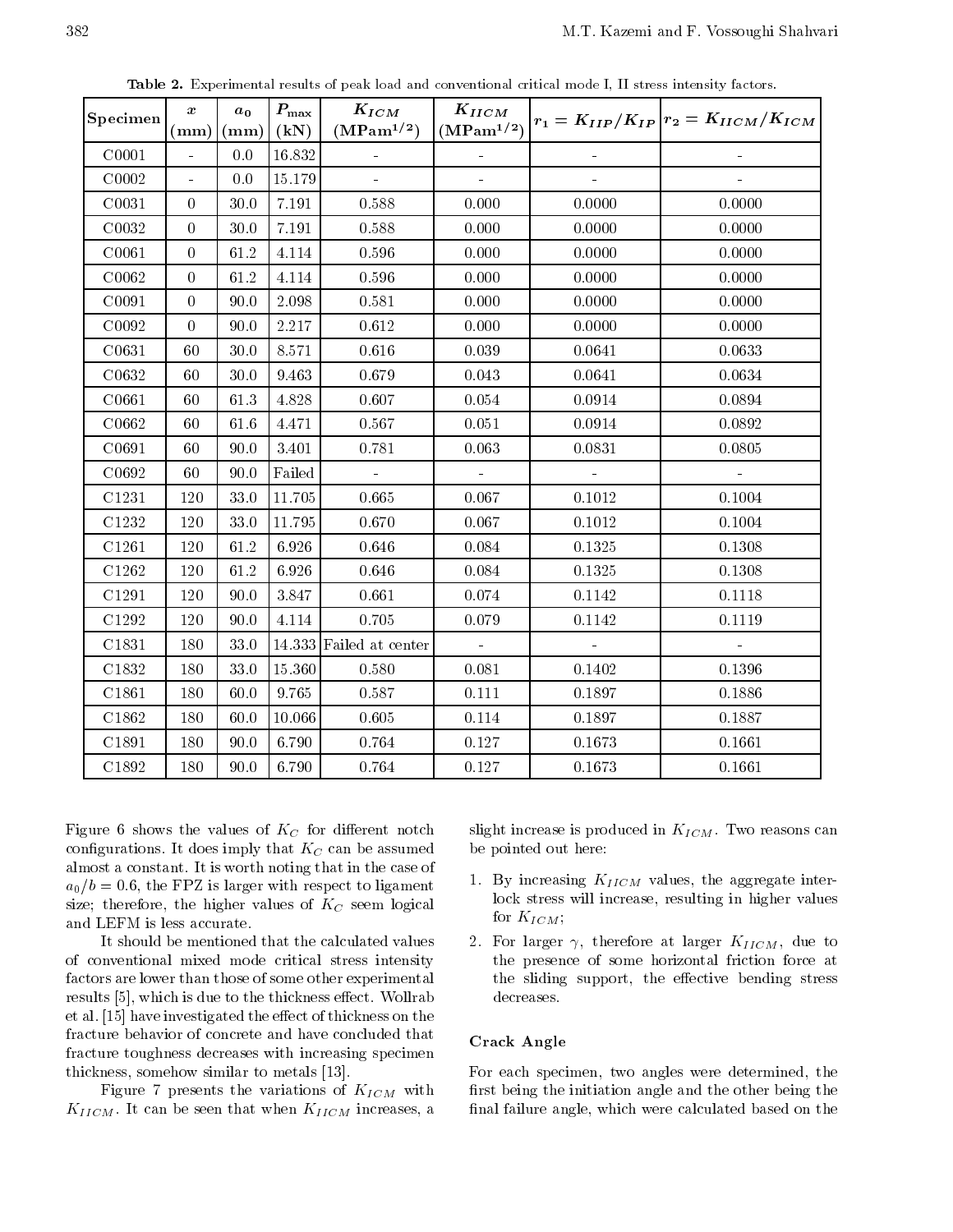**Table 2.** Experimental results of peak load and conventional critical mode I, II stress intensity factors.

| Specimen | $x$ (mm) | $a_0$ (mm) | $P_{\max}$ (kN) | $K_{ICM}$ (MPam$^{1/2}$) | $K_{IICM}$ (MPam$^{1/2}$) | $r_1 = K_{IIP}/K_{IP}$ | $r_2 = K_{IICM}/K_{ICM}$ |
|---|---|---|---|---|---|---|---|
| C0001 | - | 0.0 | 16.832 | - | - | - | - |
| C0002 | - | 0.0 | 15.179 | - | - | - | - |
| C0031 | 0 | 30.0 | 7.191 | 0.588 | 0.000 | 0.0000 | 0.0000 |
| C0032 | 0 | 30.0 | 7.191 | 0.588 | 0.000 | 0.0000 | 0.0000 |
| C0061 | 0 | 61.2 | 4.114 | 0.596 | 0.000 | 0.0000 | 0.0000 |
| C0062 | 0 | 61.2 | 4.114 | 0.596 | 0.000 | 0.0000 | 0.0000 |
| C0091 | 0 | 90.0 | 2.098 | 0.581 | 0.000 | 0.0000 | 0.0000 |
| C0092 | 0 | 90.0 | 2.217 | 0.612 | 0.000 | 0.0000 | 0.0000 |
| C0631 | 60 | 30.0 | 8.571 | 0.616 | 0.039 | 0.0641 | 0.0633 |
| C0632 | 60 | 30.0 | 9.463 | 0.679 | 0.043 | 0.0641 | 0.0634 |
| C0661 | 60 | 61.3 | 4.828 | 0.607 | 0.054 | 0.0914 | 0.0894 |
| C0662 | 60 | 61.6 | 4.471 | 0.567 | 0.051 | 0.0914 | 0.0892 |
| C0691 | 60 | 90.0 | 3.401 | 0.781 | 0.063 | 0.0831 | 0.0805 |
| C0692 | 60 | 90.0 | Failed | - | - | - | - |
| C1231 | 120 | 33.0 | 11.705 | 0.665 | 0.067 | 0.1012 | 0.1004 |
| C1232 | 120 | 33.0 | 11.795 | 0.670 | 0.067 | 0.1012 | 0.1004 |
| C1261 | 120 | 61.2 | 6.926 | 0.646 | 0.084 | 0.1325 | 0.1308 |
| C1262 | 120 | 61.2 | 6.926 | 0.646 | 0.084 | 0.1325 | 0.1308 |
| C1291 | 120 | 90.0 | 3.847 | 0.661 | 0.074 | 0.1142 | 0.1118 |
| C1292 | 120 | 90.0 | 4.114 | 0.705 | 0.079 | 0.1142 | 0.1119 |
| C1831 | 180 | 33.0 | 14.333 | Failed at center | - | - | - |
| C1832 | 180 | 33.0 | 15.360 | 0.580 | 0.081 | 0.1402 | 0.1396 |
| C1861 | 180 | 60.0 | 9.765 | 0.587 | 0.111 | 0.1897 | 0.1886 |
| C1862 | 180 | 60.0 | 10.066 | 0.605 | 0.114 | 0.1897 | 0.1887 |
| C1891 | 180 | 90.0 | 6.790 | 0.764 | 0.127 | 0.1673 | 0.1661 |
| C1892 | 180 | 90.0 | 6.790 | 0.764 | 0.127 | 0.1673 | 0.1661 |

Figure 6 shows the values of $K_C$ for different notch configurations. It does imply that $K_C$ can be assumed almost a constant. It is worth noting that in the case of $a_0/b = 0.6$, the FPZ is larger with respect to ligament size; therefore, the higher values of $K_C$ seem logical and LEFM is less accurate.

It should be mentioned that the calculated values of conventional mixed mode critical stress intensity factors are lower than those of some other experimental results [5], which is due to the thickness effect. Wollrab et al. [15] have investigated the effect of thickness on the fracture behavior of concrete and have concluded that fracture toughness decreases with increasing specimen thickness, somehow similar to metals [13].

Figure 7 presents the variations of $K_{ICM}$ with $K_{IICM}$. It can be seen that when $K_{IICM}$ increases, a slight increase is produced in $K_{ICM}$. Two reasons can be pointed out here:

1. By increasing $K_{IICM}$ values, the aggregate interlock stress will increase, resulting in higher values for $K_{ICM}$;
2. For larger $\gamma$, therefore at larger $K_{IICM}$, due to the presence of some horizontal friction force at the sliding support, the effective bending stress decreases.

### Crack Angle

For each specimen, two angles were determined, the first being the initiation angle and the other being the final failure angle, which were calculated based on the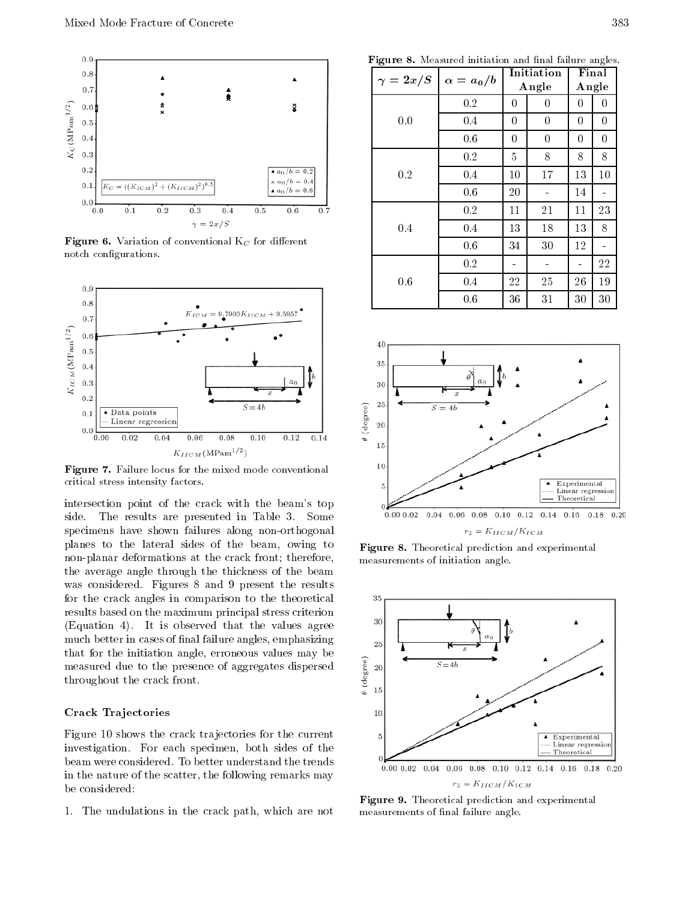0.9
0.8
0.7
0.6
0.5
0.4
0.3
0.2
0.1
0.0

$K_C$ (MPam$^{1/2}$)

0.0 0.1 0.2 0.3 0.4 0.5 0.6 0.7

$\gamma = 2x/S$

$K_C = ((K_{ICM})^2 + (K_{IICM})^2)^{0.5}$

◆ $a_0/b = 0.2$
× $a_0/b = 0.4$
▲ $a_0/b = 0.6$

**Figure 6.** Variation of conventional $K_C$ for different notch configurations.

0.9
0.8
0.7
0.6
0.5
0.4
0.3
0.2
0.1
0.0

$K_{ICM}$ (MPam$^{1/2}$)

0.00 0.02 0.04 0.06 0.08 0.10 0.12 0.14

$K_{IICM}$ (MPam$^{1/2}$)

$K_{ICM} = 0.7903 K_{IICM} + 0.5957$

$a_0$ $b$ $x$ $S = 4b$

• Data points
— Linear regression

**Figure 7.** Failure locus for the mixed mode conventional critical stress intensity factors.

intersection point of the crack with the beam's top side. The results are presented in Table 3. Some specimens have shown failures along non-orthogonal planes to the lateral sides of the beam, owing to non-planar deformations at the crack front; therefore, the average angle through the thickness of the beam was considered. Figures 8 and 9 present the results for the crack angles in comparison to the theoretical results based on the maximum principal stress criterion (Equation 4). It is observed that the values agree much better in cases of final failure angles, emphasizing that for the initiation angle, erroneous values may be measured due to the presence of aggregates dispersed throughout the crack front.

### Crack Trajectories

Figure 10 shows the crack trajectories for the current investigation. For each specimen, both sides of the beam were considered. To better understand the trends in the nature of the scatter, the following remarks may be considered:

1. The undulations in the crack path, which are not

**Figure 8.** Measured initiation and final failure angles.

| $\gamma = 2x/S$ | $\alpha = a_0/b$ | Initiation Angle | | Final Angle | |
|---|---|---|---|---|---|
| 0.0 | 0.2 | 0 | 0 | 0 | 0 |
| | 0.4 | 0 | 0 | 0 | 0 |
| | 0.6 | 0 | 0 | 0 | 0 |
| 0.2 | 0.2 | 5 | 8 | 8 | 8 |
| | 0.4 | 10 | 17 | 13 | 10 |
| | 0.6 | 20 | - | 14 | - |
| 0.4 | 0.2 | 11 | 21 | 11 | 23 |
| | 0.4 | 13 | 18 | 13 | 8 |
| | 0.6 | 34 | 30 | 12 | - |
| 0.6 | 0.2 | - | - | - | 22 |
| | 0.4 | 22 | 25 | 26 | 19 |
| | 0.6 | 36 | 31 | 30 | 30 |

40
35
30
25
20
15
10
5
0

$\theta$ (degree)

0.00 0.02 0.04 0.06 0.08 0.10 0.12 0.14 0.16 0.18 0.20

$r_2 = K_{IICM}/K_{ICM}$

$\theta$ $a_0$ $b$ $x$ $S = 4b$

▲ Experimental
····· Linear regression
— Theoretical

**Figure 8.** Theoretical prediction and experimental measurements of initiation angle.

35
30
25
20
15
10
5
0

$\theta$ (degree)

0.00 0.02 0.04 0.06 0.08 0.10 0.12 0.14 0.16 0.18 0.20

$r_2 = K_{IICM}/K_{ICM}$

$\theta$ $a_0$ $b$ $x$ $S = 4b$

▲ Experimental
····· Linear regression
— Theoretical

**Figure 9.** Theoretical prediction and experimental measurements of final failure angle.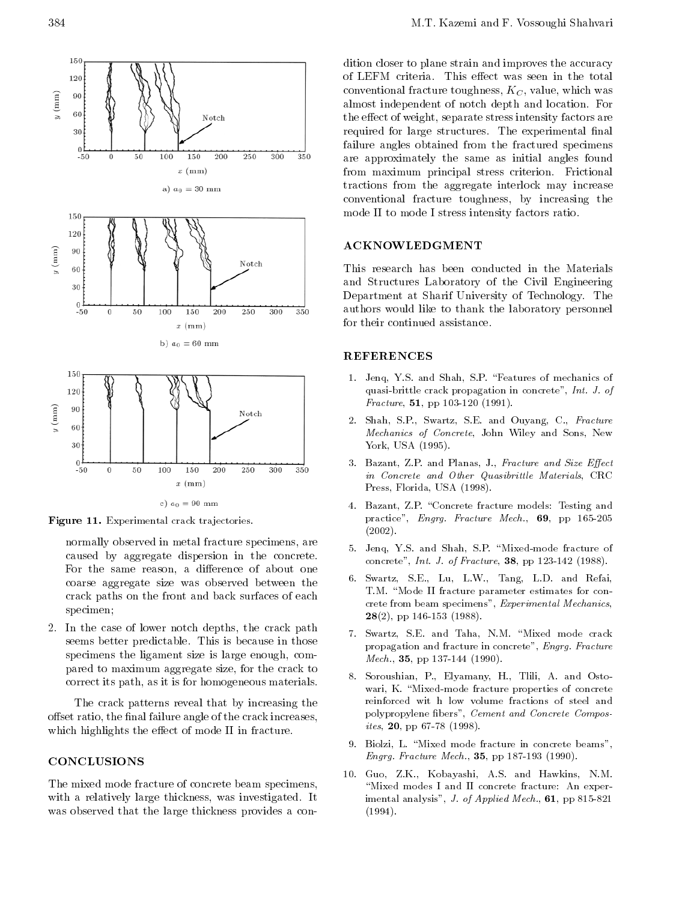150
120
90
60
30
0
$y$ (mm)
-50 0 50 100 150 200 250 300 350
$x$ (mm)
Notch

a) $a_0 = 30$ mm

150
120
90
60
30
0
$y$ (mm)
-50 0 50 100 150 200 250 300 350
$x$ (mm)
Notch

b) $a_0 = 60$ mm

150
120
90
60
30
0
$y$ (mm)
-50 0 50 100 150 200 250 300 350
$x$ (mm)
Notch

c) $a_0 = 90$ mm

**Figure 11.** Experimental crack trajectories.

normally observed in metal fracture specimens, are caused by aggregate dispersion in the concrete. For the same reason, a difference of about one coarse aggregate size was observed between the crack paths on the front and back surfaces of each specimen;

2. In the case of lower notch depths, the crack path seems better predictable. This is because in those specimens the ligament size is large enough, compared to maximum aggregate size, for the crack to correct its path, as it is for homogeneous materials.

The crack patterns reveal that by increasing the offset ratio, the final failure angle of the crack increases, which highlights the effect of mode II in fracture.

## CONCLUSIONS

The mixed mode fracture of concrete beam specimens, with a relatively large thickness, was investigated. It was observed that the large thickness provides a condition closer to plane strain and improves the accuracy of LEFM criteria. This effect was seen in the total conventional fracture toughness, $K_C$, value, which was almost independent of notch depth and location. For the effect of weight, separate stress intensity factors are required for large structures. The experimental final failure angles obtained from the fractured specimens are approximately the same as initial angles found from maximum principal stress criterion. Frictional tractions from the aggregate interlock may increase conventional fracture toughness, by increasing the mode II to mode I stress intensity factors ratio.

## ACKNOWLEDGMENT

This research has been conducted in the Materials and Structures Laboratory of the Civil Engineering Department at Sharif University of Technology. The authors would like to thank the laboratory personnel for their continued assistance.

## REFERENCES

1. Jenq, Y.S. and Shah, S.P. "Features of mechanics of quasi-brittle crack propagation in concrete", *Int. J. of Fracture*, **51**, pp 103-120 (1991).
2. Shah, S.P., Swartz, S.E. and Ouyang, C., *Fracture Mechanics of Concrete*, John Wiley and Sons, New York, USA (1995).
3. Bazant, Z.P. and Planas, J., *Fracture and Size Effect in Concrete and Other Quasibrittle Materials*, CRC Press, Florida, USA (1998).
4. Bazant, Z.P. "Concrete fracture models: Testing and practice", *Engrg. Fracture Mech.*, **69**, pp 165-205 (2002).
5. Jenq, Y.S. and Shah, S.P. "Mixed-mode fracture of concrete", *Int. J. of Fracture*, **38**, pp 123-142 (1988).
6. Swartz, S.E., Lu, L.W., Tang, L.D. and Refai, T.M. "Mode II fracture parameter estimates for concrete from beam specimens", *Experimental Mechanics*, **28**(2), pp 146-153 (1988).
7. Swartz, S.E. and Taha, N.M. "Mixed mode crack propagation and fracture in concrete", *Engrg. Fracture Mech.*, **35**, pp 137-144 (1990).
8. Soroushian, P., Elyamany, H., Tlili, A. and Ostowari, K. "Mixed-mode fracture properties of concrete reinforced wit h low volume fractions of steel and polypropylene fibers", *Cement and Concrete Composites*, **20**, pp 67-78 (1998).
9. Biolzi, L. "Mixed mode fracture in concrete beams", *Engrg. Fracture Mech.*, **35**, pp 187-193 (1990).
10. Guo, Z.K., Kobayashi, A.S. and Hawkins, N.M. "Mixed modes I and II concrete fracture: An experimental analysis", *J. of Applied Mech.*, **61**, pp 815-821 (1994).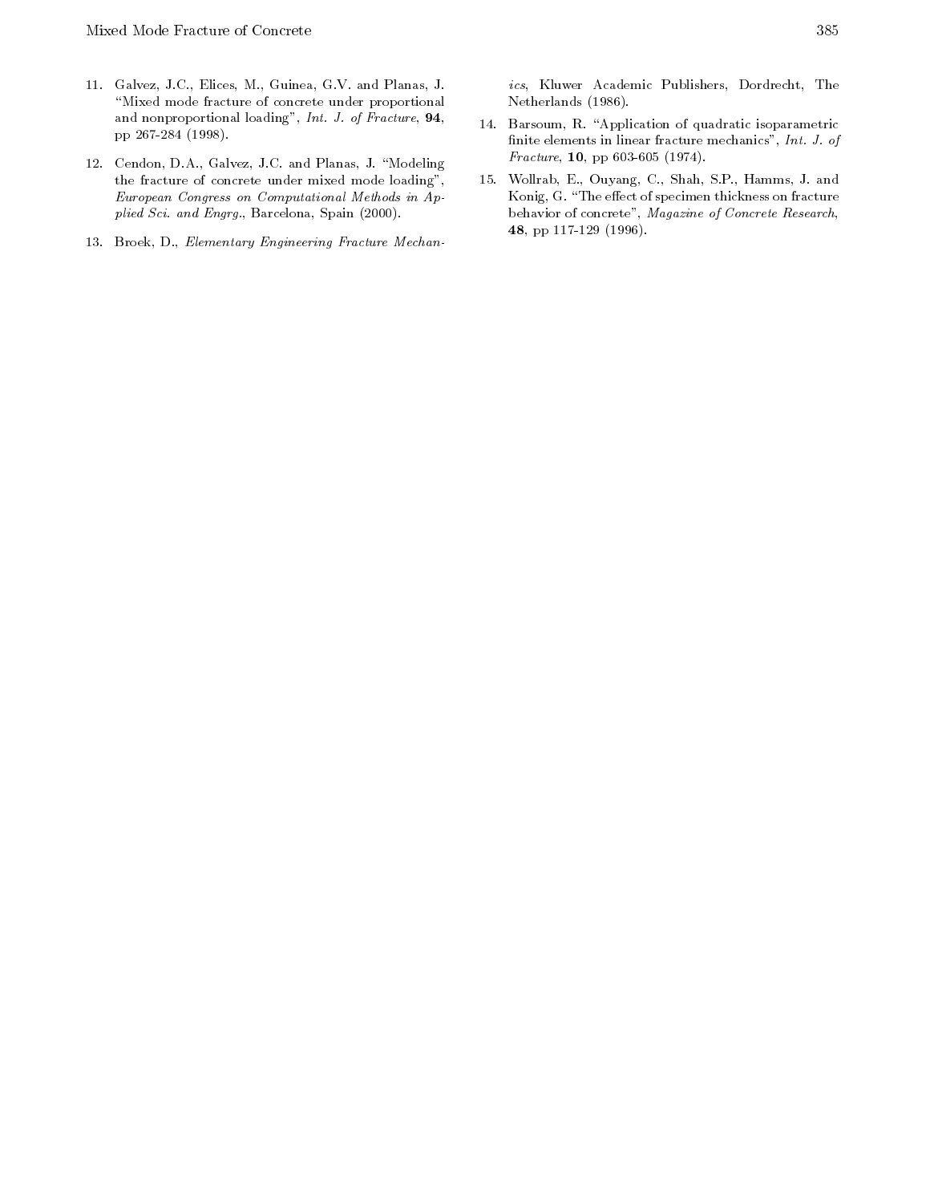11. Galvez, J.C., Elices, M., Guinea, G.V. and Planas, J. "Mixed mode fracture of concrete under proportional and nonproportional loading", *Int. J. of Fracture*, **94**, pp 267-284 (1998).

12. Cendon, D.A., Galvez, J.C. and Planas, J. "Modeling the fracture of concrete under mixed mode loading", *European Congress on Computational Methods in Applied Sci. and Engrg.*, Barcelona, Spain (2000).

13. Broek, D., *Elementary Engineering Fracture Mechanics*, Kluwer Academic Publishers, Dordrecht, The Netherlands (1986).

14. Barsoum, R. "Application of quadratic isoparametric finite elements in linear fracture mechanics", *Int. J. of Fracture*, **10**, pp 603-605 (1974).

15. Wollrab, E., Ouyang, C., Shah, S.P., Hamms, J. and Konig, G. "The effect of specimen thickness on fracture behavior of concrete", *Magazine of Concrete Research*, **48**, pp 117-129 (1996).